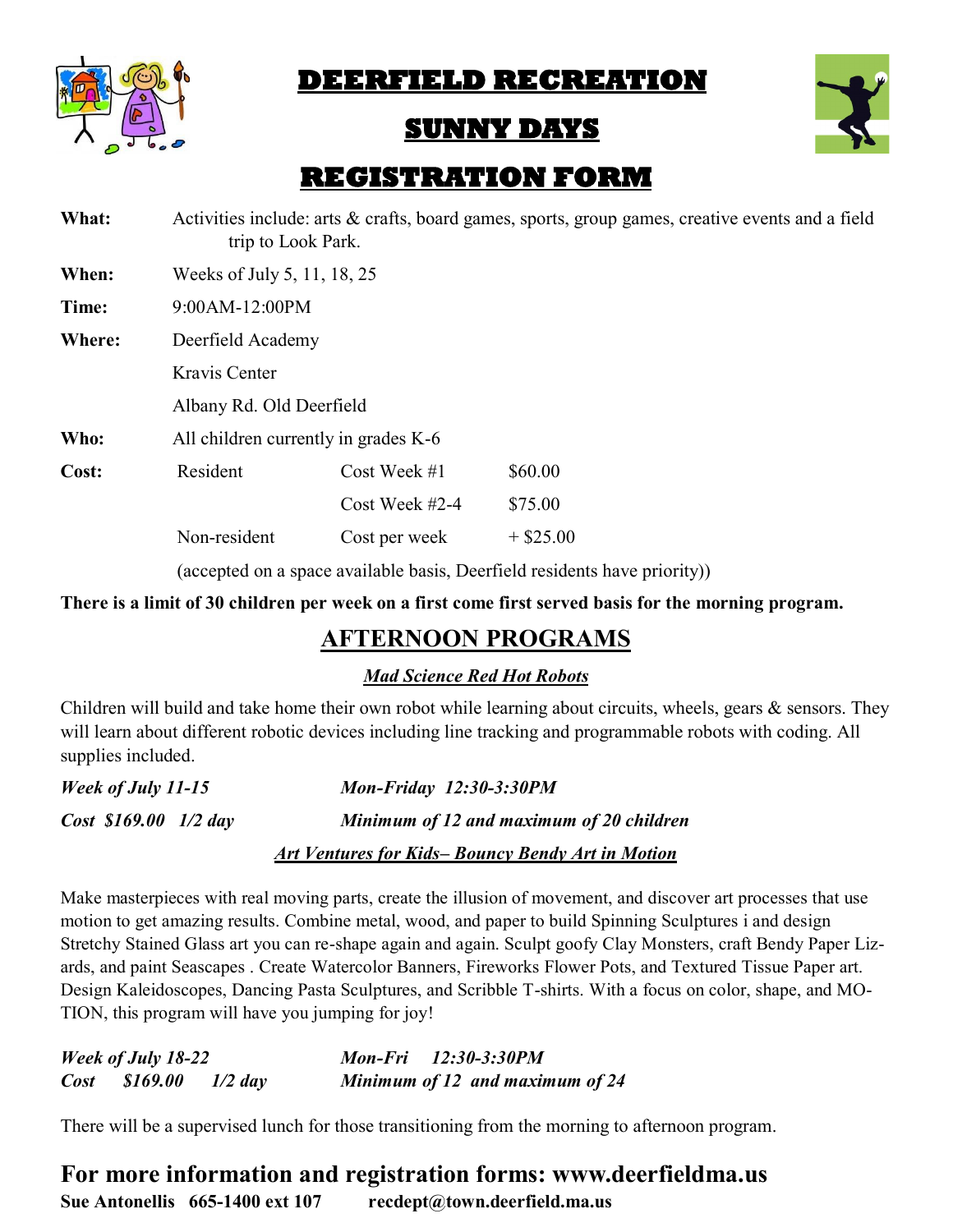# DEERFIELD RECREATION

# SUNNY DAYS

# REGISTRATION FORM

**What:** Activities include: arts & crafts, board games, sports, group games, creative events and a field trip to Look Park.

**When:** Weeks of July 5, 11, 18, 25

**Time:** 9:00AM-12:00PM

**Where:** Deerfield Academy
Kravis Center
Albany Rd. Old Deerfield

**Who:** All children currently in grades K-6

**Cost:**

| | | |
|---|---|---|
| Resident | Cost Week #1 | $60.00 |
| | Cost Week #2-4 | $75.00 |
| Non-resident | Cost per week | + $25.00 |

(accepted on a space available basis, Deerfield residents have priority))

**There is a limit of 30 children per week on a first come first served basis for the morning program.**

## AFTERNOON PROGRAMS

### *Mad Science Red Hot Robots*

Children will build and take home their own robot while learning about circuits, wheels, gears & sensors. They will learn about different robotic devices including line tracking and programmable robots with coding. All supplies included.

***Week of July 11-15*** ***Mon-Friday 12:30-3:30PM***

***Cost $169.00 1/2 day*** ***Minimum of 12 and maximum of 20 children***

### *Art Ventures for Kids– Bouncy Bendy Art in Motion*

Make masterpieces with real moving parts, create the illusion of movement, and discover art processes that use motion to get amazing results. Combine metal, wood, and paper to build Spinning Sculptures i and design Stretchy Stained Glass art you can re-shape again and again. Sculpt goofy Clay Monsters, craft Bendy Paper Lizards, and paint Seascapes . Create Watercolor Banners, Fireworks Flower Pots, and Textured Tissue Paper art. Design Kaleidoscopes, Dancing Pasta Sculptures, and Scribble T-shirts. With a focus on color, shape, and MOTION, this program will have you jumping for joy!

***Week of July 18-22*** ***Mon-Fri 12:30-3:30PM***
***Cost $169.00 1/2 day*** ***Minimum of 12 and maximum of 24***

There will be a supervised lunch for those transitioning from the morning to afternoon program.

## For more information and registration forms: www.deerfieldma.us

**Sue Antonellis 665-1400 ext 107 recdept@town.deerfield.ma.us**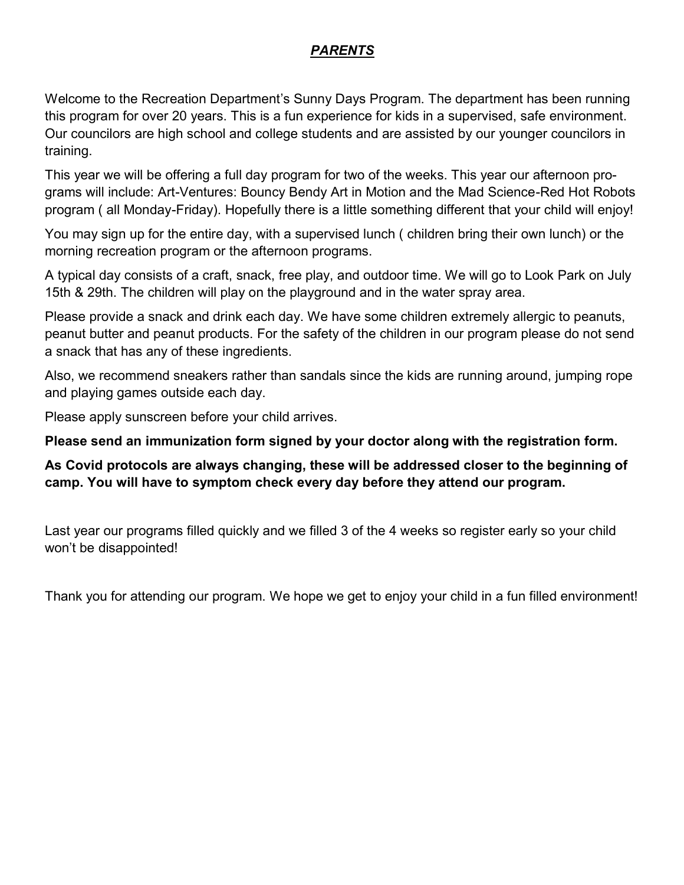## ***PARENTS***

Welcome to the Recreation Department's Sunny Days Program. The department has been running this program for over 20 years. This is a fun experience for kids in a supervised, safe environment. Our councilors are high school and college students and are assisted by our younger councilors in training.

This year we will be offering a full day program for two of the weeks. This year our afternoon programs will include: Art-Ventures: Bouncy Bendy Art in Motion and the Mad Science-Red Hot Robots program ( all Monday-Friday). Hopefully there is a little something different that your child will enjoy!

You may sign up for the entire day, with a supervised lunch ( children bring their own lunch) or the morning recreation program or the afternoon programs.

A typical day consists of a craft, snack, free play, and outdoor time. We will go to Look Park on July 15th & 29th. The children will play on the playground and in the water spray area.

Please provide a snack and drink each day. We have some children extremely allergic to peanuts, peanut butter and peanut products. For the safety of the children in our program please do not send a snack that has any of these ingredients.

Also, we recommend sneakers rather than sandals since the kids are running around, jumping rope and playing games outside each day.

Please apply sunscreen before your child arrives.

**Please send an immunization form signed by your doctor along with the registration form.**

**As Covid protocols are always changing, these will be addressed closer to the beginning of camp. You will have to symptom check every day before they attend our program.**

Last year our programs filled quickly and we filled 3 of the 4 weeks so register early so your child won't be disappointed!

Thank you for attending our program. We hope we get to enjoy your child in a fun filled environment!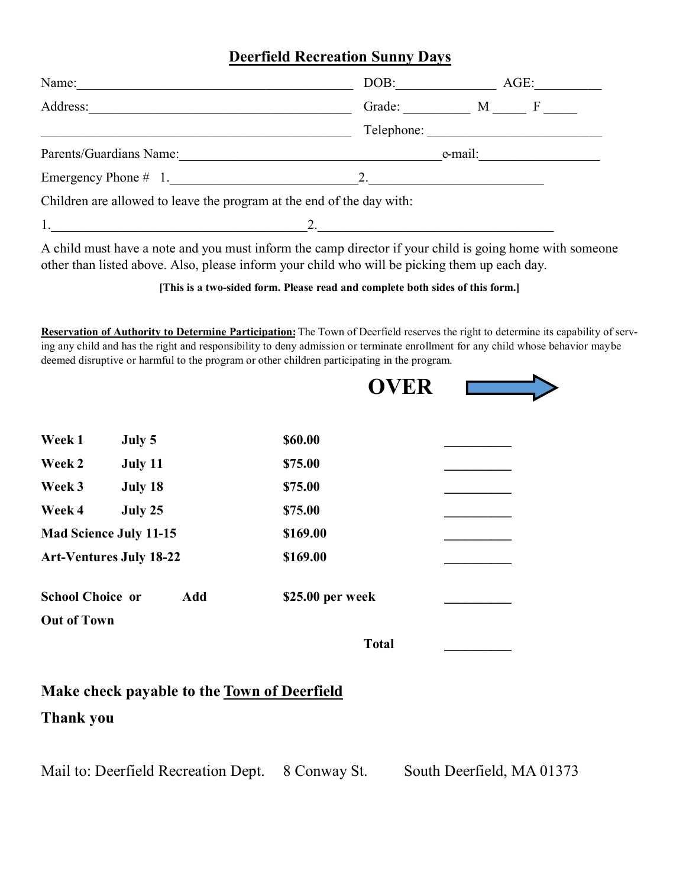# Deerfield Recreation Sunny Days

Name:_________________________________________ DOB:_______________ AGE:__________

Address:_______________________________________ Grade: __________ M _____ F _____

______________________________________________ Telephone: _________________________

Parents/Guardians Name:______________________________________e-mail:_________________

Emergency Phone # 1.____________________________2.__________________________

Children are allowed to leave the program at the end of the day with:

1.______________________________________2.___________________________________

A child must have a note and you must inform the camp director if your child is going home with someone other than listed above. Also, please inform your child who will be picking them up each day.

**[This is a two-sided form. Please read and complete both sides of this form.]**

**Reservation of Authority to Determine Participation:** The Town of Deerfield reserves the right to determine its capability of serving any child and has the right and responsibility to deny admission or terminate enrollment for any child whose behavior maybe deemed disruptive or harmful to the program or other children participating in the program.

**OVER** →

| | | | |
|---|---|---|---|
| **Week 1** | **July 5** | **$60.00** | __________ |
| **Week 2** | **July 11** | **$75.00** | __________ |
| **Week 3** | **July 18** | **$75.00** | __________ |
| **Week 4** | **July 25** | **$75.00** | __________ |
| **Mad Science July 11-15** | | **$169.00** | __________ |
| **Art-Ventures July 18-22** | | **$169.00** | __________ |
| **School Choice or Out of Town** | **Add** | **$25.00 per week** | __________ |
| | | **Total** | __________ |

**Make check payable to the Town of Deerfield**

**Thank you**

Mail to: Deerfield Recreation Dept. 8 Conway St. South Deerfield, MA 01373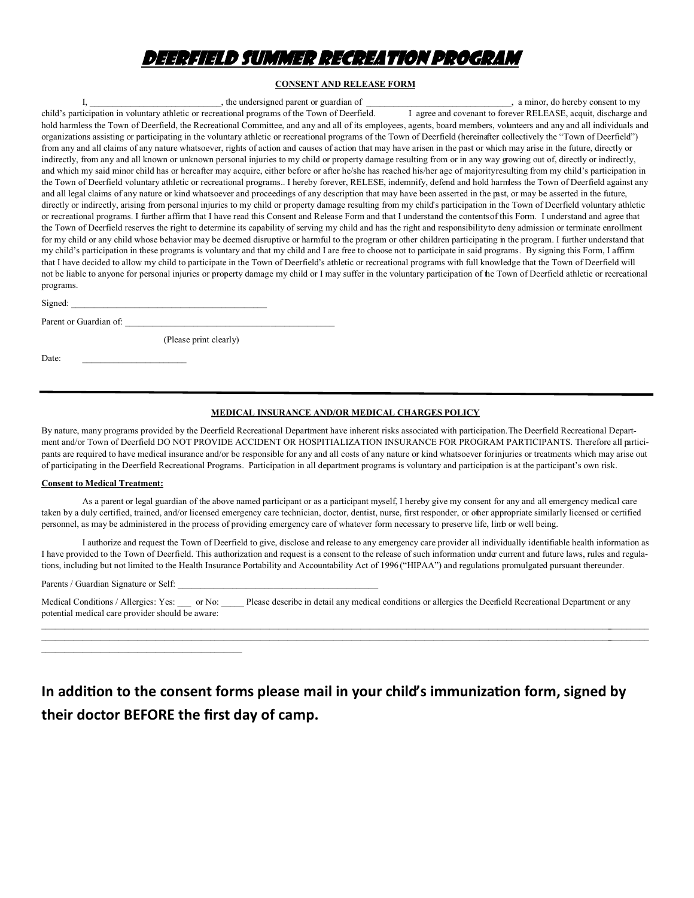# Deerfield Summer Recreation Program

**CONSENT AND RELEASE FORM**

I, ____________________________, the undersigned parent or guardian of _______________________________, a minor, do hereby consent to my child's participation in voluntary athletic or recreational programs of the Town of Deerfield. I agree and covenant to forever RELEASE, acquit, discharge and hold harmless the Town of Deerfield, the Recreational Committee, and any and all of its employees, agents, board members, volunteers and any and all individuals and organizations assisting or participating in the voluntary athletic or recreational programs of the Town of Deerfield (hereinafter collectively the "Town of Deerfield") from any and all claims of any nature whatsoever, rights of action and causes of action that may have arisen in the past or which may arise in the future, directly or indirectly, from any and all known or unknown personal injuries to my child or property damage resulting from or in any way growing out of, directly or indirectly, and which my said minor child has or hereafter may acquire, either before or after he/she has reached his/her age of majorityresulting from my child's participation in the Town of Deerfield voluntary athletic or recreational programs.. I hereby forever, RELESE, indemnify, defend and hold harmless the Town of Deerfield against any and all legal claims of any nature or kind whatsoever and proceedings of any description that may have been asserted in the past, or may be asserted in the future, directly or indirectly, arising from personal injuries to my child or property damage resulting from my child's participation in the Town of Deerfield voluntary athletic or recreational programs. I further affirm that I have read this Consent and Release Form and that I understand the contentsof this Form. I understand and agree that the Town of Deerfield reserves the right to determine its capability of serving my child and has the right and responsibilityto deny admission or terminate enrollment for my child or any child whose behavior may be deemed disruptive or harmful to the program or other children participating in the program. I further understand that my child's participation in these programs is voluntary and that my child and I are free to choose not to participate in said programs. By signing this Form, I affirm that I have decided to allow my child to participate in the Town of Deerfield's athletic or recreational programs with full knowledge that the Town of Deerfield will not be liable to anyone for personal injuries or property damage my child or I may suffer in the voluntary participation of the Town of Deerfield athletic or recreational programs.

Signed: ___________________________________________

Parent or Guardian of: _______________________________________________

(Please print clearly)

Date: ______________________

---

**MEDICAL INSURANCE AND/OR MEDICAL CHARGES POLICY**

By nature, many programs provided by the Deerfield Recreational Department have inherent risks associated with participation. The Deerfield Recreational Department and/or Town of Deerfield DO NOT PROVIDE ACCIDENT OR HOSPITIALIZATION INSURANCE FOR PROGRAM PARTICIPANTS. Therefore all participants are required to have medical insurance and/or be responsible for any and all costs of any nature or kind whatsoever forinjuries or treatments which may arise out of participating in the Deerfield Recreational Programs. Participation in all department programs is voluntary and participation is at the participant's own risk.

**Consent to Medical Treatment:**

As a parent or legal guardian of the above named participant or as a participant myself, I hereby give my consent for any and all emergency medical care taken by a duly certified, trained, and/or licensed emergency care technician, doctor, dentist, nurse, first responder, or other appropriate similarly licensed or certified personnel, as may be administered in the process of providing emergency care of whatever form necessary to preserve life, limb or well being.

I authorize and request the Town of Deerfield to give, disclose and release to any emergency care provider all individually identifiable health information as I have provided to the Town of Deerfield. This authorization and request is a consent to the release of such information under current and future laws, rules and regulations, including but not limited to the Health Insurance Portability and Accountability Act of 1996 ("HIPAA") and regulations promulgated pursuant thereunder.

Parents / Guardian Signature or Self: ___________________________________________

Medical Conditions / Allergies: Yes: ___ or No: _____ Please describe in detail any medical conditions or allergies the Deerfield Recreational Department or any potential medical care provider should be aware:
_____________________________________________________________________________________________________________________________
_____________________________________________________________________________________________________________________________
_________________________________________

**In addition to the consent forms please mail in your child's immunization form, signed by their doctor BEFORE the first day of camp.**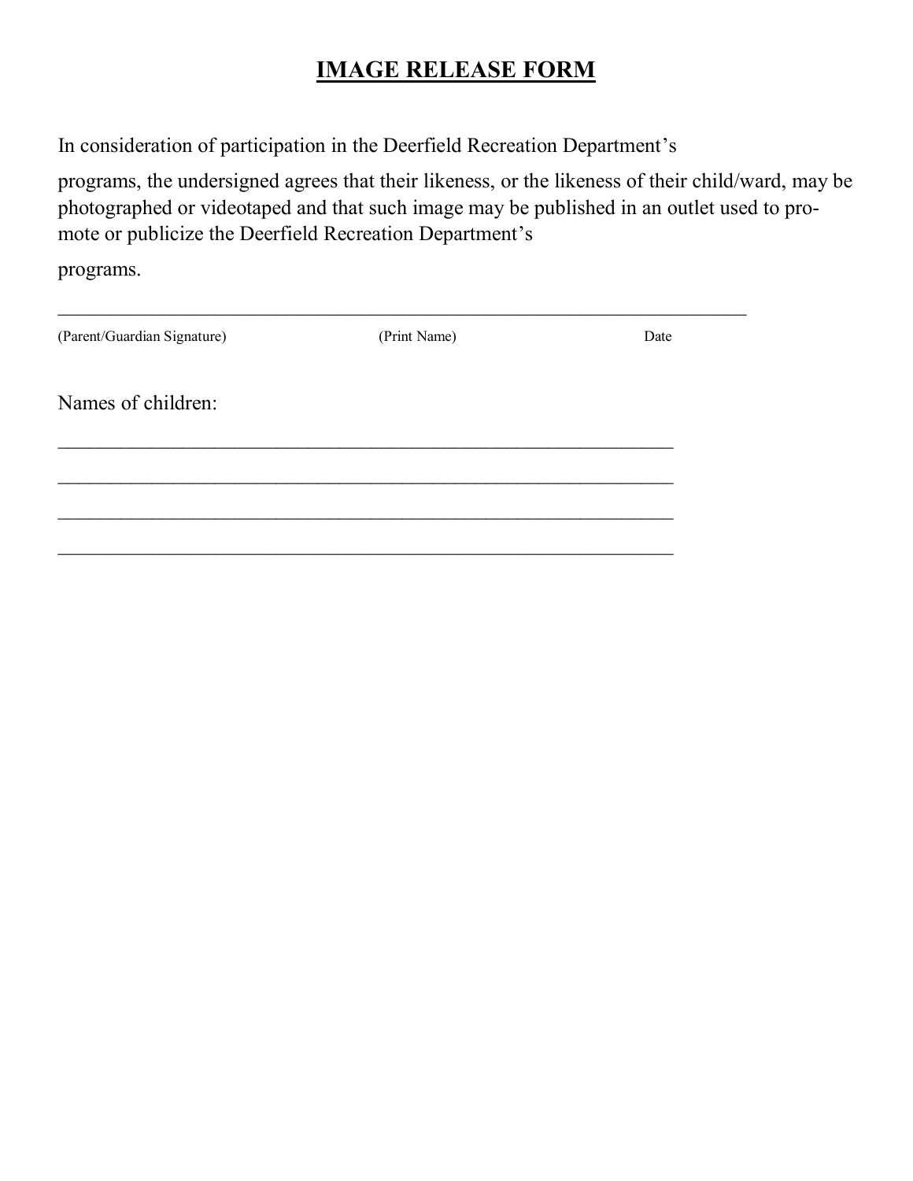# IMAGE RELEASE FORM

In consideration of participation in the Deerfield Recreation Department's

programs, the undersigned agrees that their likeness, or the likeness of their child/ward, may be photographed or videotaped and that such image may be published in an outlet used to promote or publicize the Deerfield Recreation Department's

programs.

_______________________________________________________________________

(Parent/Guardian Signature) (Print Name) Date

Names of children:

_______________________________________________________________

_______________________________________________________________

_______________________________________________________________

_______________________________________________________________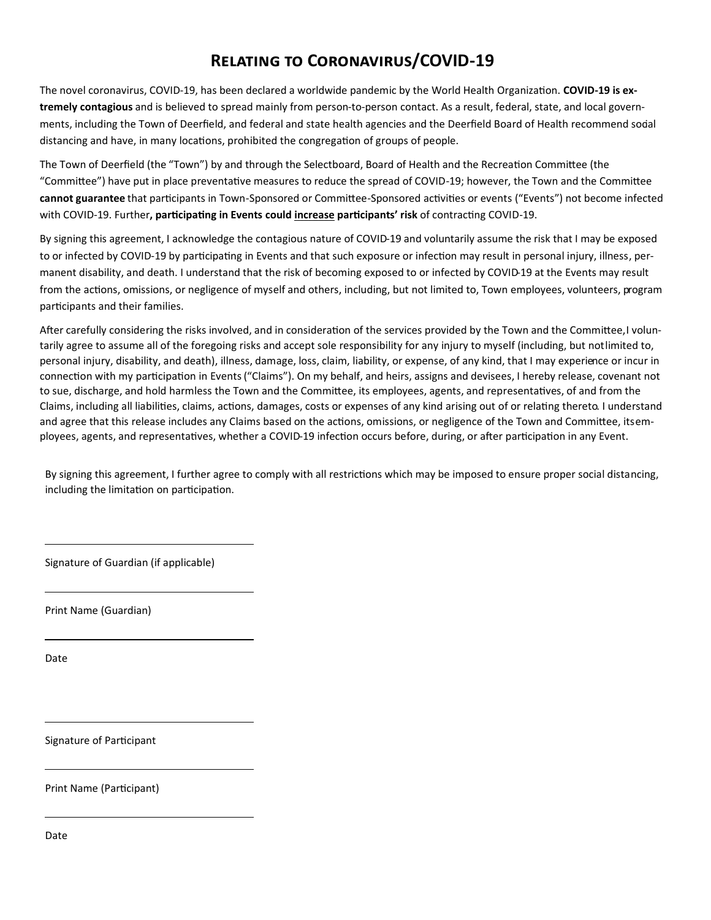# Relating to Coronavirus/COVID-19

The novel coronavirus, COVID-19, has been declared a worldwide pandemic by the World Health Organization. **COVID-19 is extremely contagious** and is believed to spread mainly from person-to-person contact. As a result, federal, state, and local governments, including the Town of Deerfield, and federal and state health agencies and the Deerfield Board of Health recommend social distancing and have, in many locations, prohibited the congregation of groups of people.

The Town of Deerfield (the "Town") by and through the Selectboard, Board of Health and the Recreation Committee (the "Committee") have put in place preventative measures to reduce the spread of COVID-19; however, the Town and the Committee **cannot guarantee** that participants in Town-Sponsored or Committee-Sponsored activities or events ("Events") not become infected with COVID-19. Further**, participating in Events could <u>increase</u> participants' risk** of contracting COVID-19.

By signing this agreement, I acknowledge the contagious nature of COVID-19 and voluntarily assume the risk that I may be exposed to or infected by COVID-19 by participating in Events and that such exposure or infection may result in personal injury, illness, permanent disability, and death. I understand that the risk of becoming exposed to or infected by COVID-19 at the Events may result from the actions, omissions, or negligence of myself and others, including, but not limited to, Town employees, volunteers, program participants and their families.

After carefully considering the risks involved, and in consideration of the services provided by the Town and the Committee, I voluntarily agree to assume all of the foregoing risks and accept sole responsibility for any injury to myself (including, but not limited to, personal injury, disability, and death), illness, damage, loss, claim, liability, or expense, of any kind, that I may experience or incur in connection with my participation in Events ("Claims"). On my behalf, and heirs, assigns and devisees, I hereby release, covenant not to sue, discharge, and hold harmless the Town and the Committee, its employees, agents, and representatives, of and from the Claims, including all liabilities, claims, actions, damages, costs or expenses of any kind arising out of or relating thereto. I understand and agree that this release includes any Claims based on the actions, omissions, or negligence of the Town and Committee, its employees, agents, and representatives, whether a COVID-19 infection occurs before, during, or after participation in any Event.

By signing this agreement, I further agree to comply with all restrictions which may be imposed to ensure proper social distancing, including the limitation on participation.

______________________________

Signature of Guardian (if applicable)

______________________________

Print Name (Guardian)

______________________________

Date

______________________________

Signature of Participant

______________________________

Print Name (Participant)

______________________________

Date